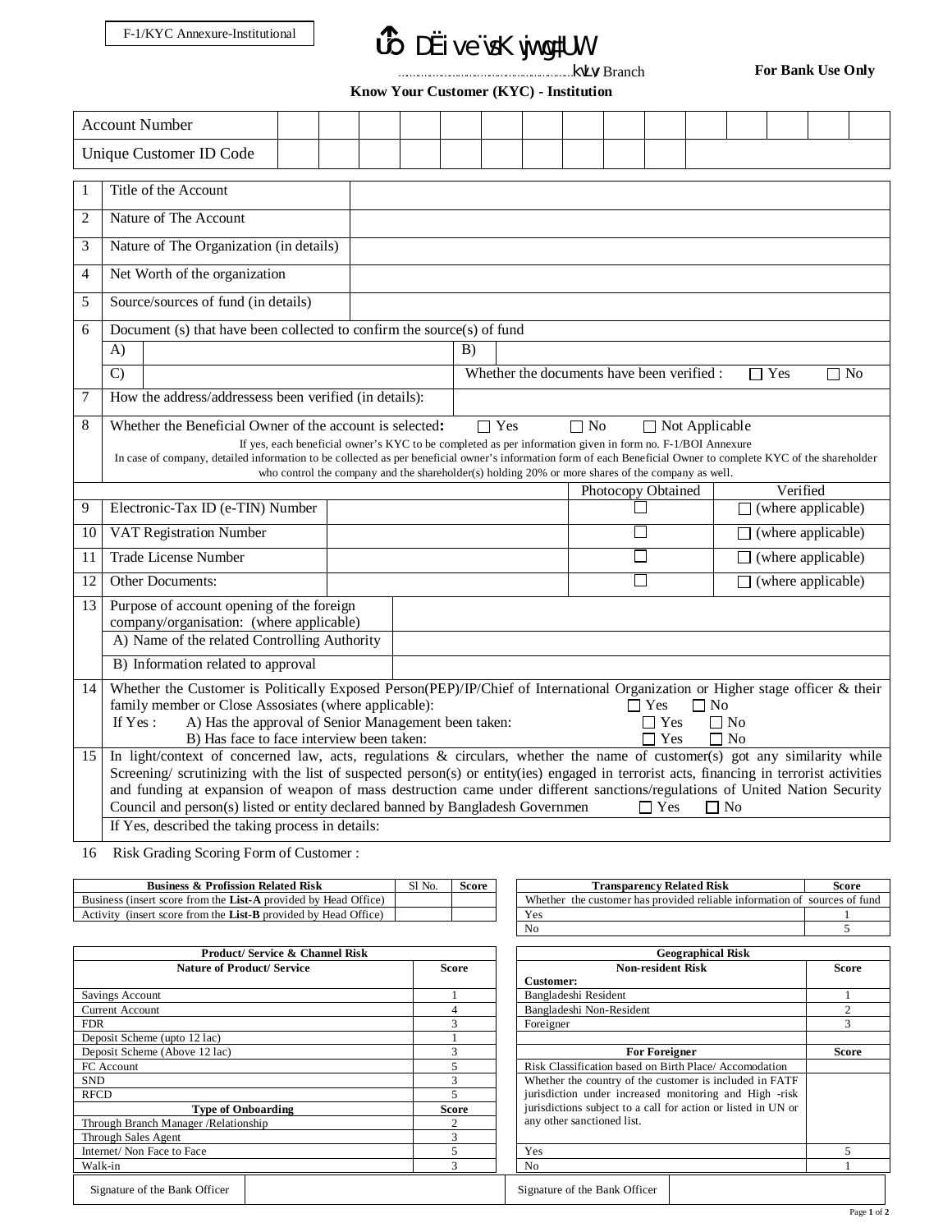F-1/KYC Annexure-Institutional

ûô DËi ve¨vsK wjwgt UW

……………………………………kvLv Branch

**For Bank Use Only**

**Know Your Customer (KYC) - Institution**

| Account Number | | | | | | | | | | | | | | |
|---|---|---|---|---|---|---|---|---|---|---|---|---|---|---|
| Unique Customer ID Code | | | | | | | | | | | | | | |

| | | |
|---|---|---|
| 1 | Title of the Account | |
| 2 | Nature of The Account | |
| 3 | Nature of The Organization (in details) | |
| 4 | Net Worth of the organization | |
| 5 | Source/sources of fund (in details) | |
| 6 | Document (s) that have been collected to confirm the source(s) of fund | |
| | A) | B) |
| | C) | Whether the documents have been verified : ☐ Yes ☐ No |
| 7 | How the address/addressess been verified (in details): | |
| 8 | Whether the Beneficial Owner of the account is selected: ☐ Yes ☐ No ☐ Not Applicable<br>If yes, each beneficial owner's KYC to be completed as per information given in form no. F-1/BOI Annexure<br>In case of company, detailed information to be collected as per beneficial owner's information form of each Beneficial Owner to complete KYC of the shareholder who control the company and the shareholder(s) holding 20% or more shares of the company as well. | |

| | | | Photocopy Obtained | Verified |
|---|---|---|---|---|
| 9 | Electronic-Tax ID (e-TIN) Number | | ☐ | ☐ (where applicable) |
| 10 | VAT Registration Number | | ☐ | ☐ (where applicable) |
| 11 | Trade License Number | | ☐ | ☐ (where applicable) |
| 12 | Other Documents: | | ☐ | ☐ (where applicable) |

| | | |
|---|---|---|
| 13 | Purpose of account opening of the foreign company/organisation: (where applicable) | |
| | A) Name of the related Controlling Authority | |
| | B) Information related to approval | |

14 Whether the Customer is Politically Exposed Person(PEP)/IP/Chief of International Organization or Higher stage officer & their family member or Close Assosiates (where applicable): ☐ Yes ☐ No
If Yes : A) Has the approval of Senior Management been taken: ☐ Yes ☐ No
B) Has face to face interview been taken: ☐ Yes ☐ No

15 In light/context of concerned law, acts, regulations & circulars, whether the name of customer(s) got any similarity while Screening/ scrutinizing with the list of suspected person(s) or entity(ies) engaged in terrorist acts, financing in terrorist activities and funding at expansion of weapon of mass destruction came under different sanctions/regulations of United Nation Security Council and person(s) listed or entity declared banned by Bangladesh Governmen ☐ Yes ☐ No
If Yes, described the taking process in details:

16 Risk Grading Scoring Form of Customer :

| Business & Profission Related Risk | Sl No. | Score |
|---|---|---|
| Business (insert score from the **List-A** provided by Head Office) | | |
| Activity (insert score from the **List-B** provided by Head Office) | | |

| Transparency Related Risk | Score |
|---|---|
| Whether the customer has provided reliable information of sources of fund | |
| Yes | 1 |
| No | 5 |

| Product/ Service & Channel Risk | |
|---|---|
| **Nature of Product/ Service** | **Score** |
| Savings Account | 1 |
| Current Account | 4 |
| FDR | 3 |
| Deposit Scheme (upto 12 lac) | 1 |
| Deposit Scheme (Above 12 lac) | 3 |
| FC Account | 5 |
| SND | 3 |
| RFCD | 5 |
| **Type of Onboarding** | **Score** |
| Through Branch Manager /Relationship | 2 |
| Through Sales Agent | 3 |
| Internet/ Non Face to Face | 5 |
| Walk-in | 3 |

| Geographical Risk | |
|---|---|
| **Non-resident Risk**<br>**Customer:** | **Score** |
| Bangladeshi Resident | 1 |
| Bangladeshi Non-Resident | 2 |
| Foreigner | 3 |
| | |
| **For Foreigner** | **Score** |
| Risk Classification based on Birth Place/ Accomodation | |
| Whether the country of the customer is included in FATF jurisdiction under increased monitoring and High -risk jurisdictions subject to a call for action or listed in UN or any other sanctioned list. | |
| Yes | 5 |
| No | 1 |

| Signature of the Bank Officer | | Signature of the Bank Officer | |
|---|---|---|---|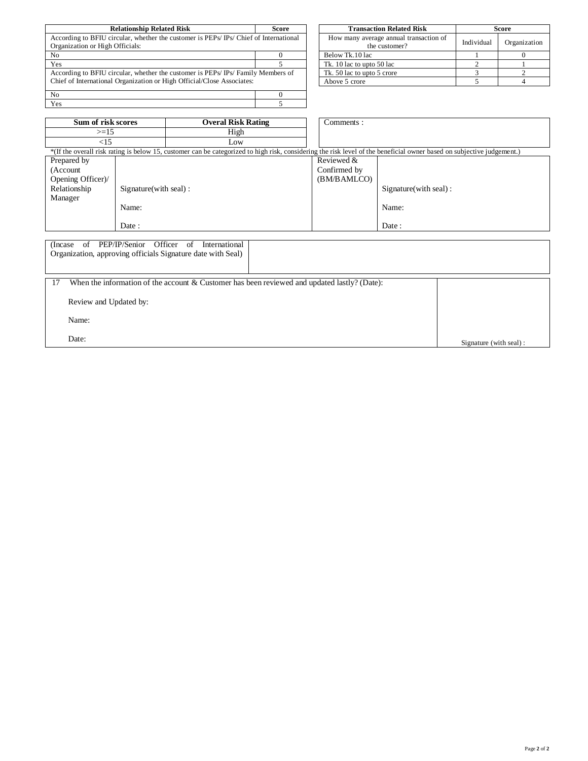| Relationship Related Risk | Score |
|---|---|
| According to BFIU circular, whether the customer is PEPs/ IPs/ Chief of International Organization or High Officials: | |
| No | 0 |
| Yes | 5 |
| According to BFIU circular, whether the customer is PEPs/ IPs/ Family Members of Chief of International Organization or High Official/Close Associates: | |
| No | 0 |
| Yes | 5 |

| Transaction Related Risk | Score | |
|---|---|---|
| How many average annual transaction of the customer? | Individual | Organization |
| Below Tk.10 lac | 1 | 0 |
| Tk. 10 lac to upto 50 lac | 2 | 1 |
| Tk. 50 lac to upto 5 crore | 3 | 2 |
| Above 5 crore | 5 | 4 |

| Sum of risk scores | Overal Risk Rating |
|---|---|
| >=15 | High |
| <15 | Low |

Comments :

*(If the overall risk rating is below 15, customer can be categorized to high risk, considering the risk level of the beneficial owner based on subjective judgement.)

| | | | |
|---|---|---|---|
| Prepared by (Account Opening Officer)/ Relationship Manager | Signature(with seal) :<br>Name:<br>Date : | Reviewed & Confirmed by (BM/BAMLCO) | Signature(with seal) :<br>Name:<br>Date : |

| | |
|---|---|
| (Incase of PEP/IP/Senior Officer of International Organization, approving officials Signature date with Seal) | |

| | |
|---|---|
| 17 When the information of the account & Customer has been reviewed and updated lastly? (Date):<br>Review and Updated by:<br>Name:<br>Date: | Signature (with seal) : |